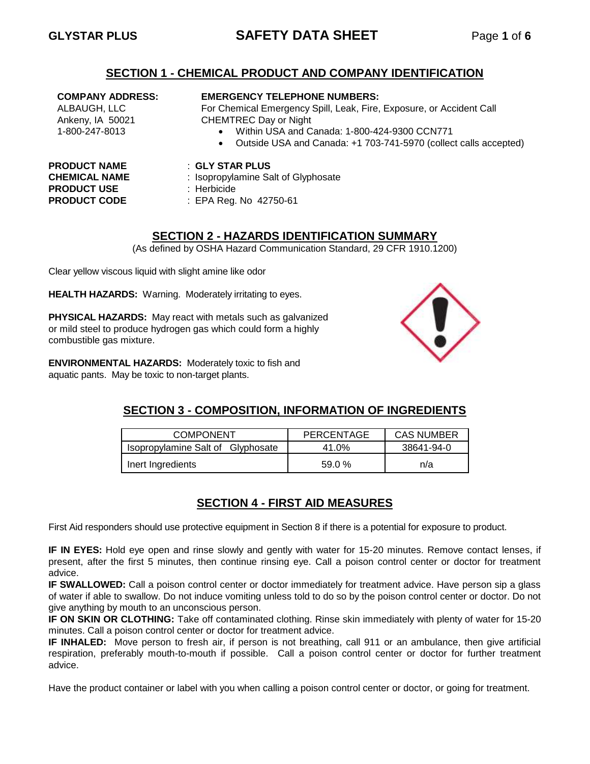## SECTION 1 - CHEMICAL PRODUCT AND COMPANY IDENTIFICATION

**COMPANY ADDRESS:**
ALBAUGH, LLC
Ankeny, IA 50021
1-800-247-8013

**EMERGENCY TELEPHONE NUMBERS:**
For Chemical Emergency Spill, Leak, Fire, Exposure, or Accident Call CHEMTREC Day or Night

- Within USA and Canada: 1-800-424-9300 CCN771
- Outside USA and Canada: +1 703-741-5970 (collect calls accepted)

**PRODUCT NAME** : **GLY STAR PLUS**
**CHEMICAL NAME** : Isopropylamine Salt of Glyphosate
**PRODUCT USE** : Herbicide
**PRODUCT CODE** : EPA Reg. No 42750-61

## SECTION 2 - HAZARDS IDENTIFICATION SUMMARY

(As defined by OSHA Hazard Communication Standard, 29 CFR 1910.1200)

Clear yellow viscous liquid with slight amine like odor

**HEALTH HAZARDS:** Warning. Moderately irritating to eyes.

**PHYSICAL HAZARDS:** May react with metals such as galvanized or mild steel to produce hydrogen gas which could form a highly combustible gas mixture.

**ENVIRONMENTAL HAZARDS:** Moderately toxic to fish and aquatic pants. May be toxic to non-target plants.

## SECTION 3 - COMPOSITION, INFORMATION OF INGREDIENTS

| COMPONENT | PERCENTAGE | CAS NUMBER |
|---|---|---|
| Isopropylamine Salt of Glyphosate | 41.0% | 38641-94-0 |
| Inert Ingredients | 59.0 % | n/a |

## SECTION 4 - FIRST AID MEASURES

First Aid responders should use protective equipment in Section 8 if there is a potential for exposure to product.

**IF IN EYES:** Hold eye open and rinse slowly and gently with water for 15-20 minutes. Remove contact lenses, if present, after the first 5 minutes, then continue rinsing eye. Call a poison control center or doctor for treatment advice.
**IF SWALLOWED:** Call a poison control center or doctor immediately for treatment advice. Have person sip a glass of water if able to swallow. Do not induce vomiting unless told to do so by the poison control center or doctor. Do not give anything by mouth to an unconscious person.
**IF ON SKIN OR CLOTHING:** Take off contaminated clothing. Rinse skin immediately with plenty of water for 15-20 minutes. Call a poison control center or doctor for treatment advice.
**IF INHALED:** Move person to fresh air, if person is not breathing, call 911 or an ambulance, then give artificial respiration, preferably mouth-to-mouth if possible. Call a poison control center or doctor for further treatment advice.

Have the product container or label with you when calling a poison control center or doctor, or going for treatment.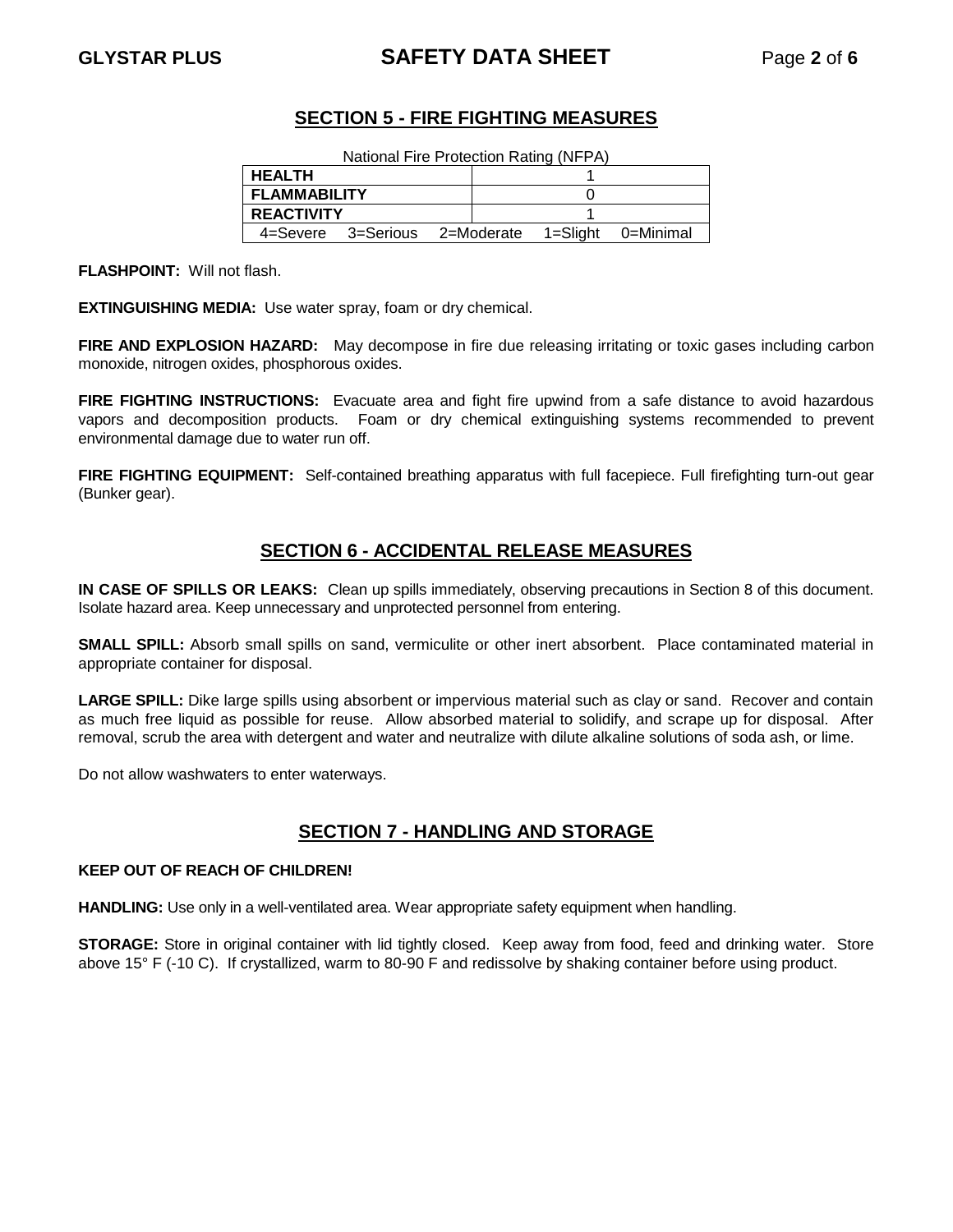## SECTION 5 - FIRE FIGHTING MEASURES

National Fire Protection Rating (NFPA)

| | |
|---|---|
| **HEALTH** | 1 |
| **FLAMMABILITY** | 0 |
| **REACTIVITY** | 1 |
| 4=Severe 3=Serious 2=Moderate 1=Slight 0=Minimal | |

**FLASHPOINT:** Will not flash.

**EXTINGUISHING MEDIA:** Use water spray, foam or dry chemical.

**FIRE AND EXPLOSION HAZARD:** May decompose in fire due releasing irritating or toxic gases including carbon monoxide, nitrogen oxides, phosphorous oxides.

**FIRE FIGHTING INSTRUCTIONS:** Evacuate area and fight fire upwind from a safe distance to avoid hazardous vapors and decomposition products. Foam or dry chemical extinguishing systems recommended to prevent environmental damage due to water run off.

**FIRE FIGHTING EQUIPMENT:** Self-contained breathing apparatus with full facepiece. Full firefighting turn-out gear (Bunker gear).

## SECTION 6 - ACCIDENTAL RELEASE MEASURES

**IN CASE OF SPILLS OR LEAKS:** Clean up spills immediately, observing precautions in Section 8 of this document. Isolate hazard area. Keep unnecessary and unprotected personnel from entering.

**SMALL SPILL:** Absorb small spills on sand, vermiculite or other inert absorbent. Place contaminated material in appropriate container for disposal.

**LARGE SPILL:** Dike large spills using absorbent or impervious material such as clay or sand. Recover and contain as much free liquid as possible for reuse. Allow absorbed material to solidify, and scrape up for disposal. After removal, scrub the area with detergent and water and neutralize with dilute alkaline solutions of soda ash, or lime.

Do not allow washwaters to enter waterways.

## SECTION 7 - HANDLING AND STORAGE

**KEEP OUT OF REACH OF CHILDREN!**

**HANDLING:** Use only in a well-ventilated area. Wear appropriate safety equipment when handling.

**STORAGE:** Store in original container with lid tightly closed. Keep away from food, feed and drinking water. Store above 15° F (-10 C). If crystallized, warm to 80-90 F and redissolve by shaking container before using product.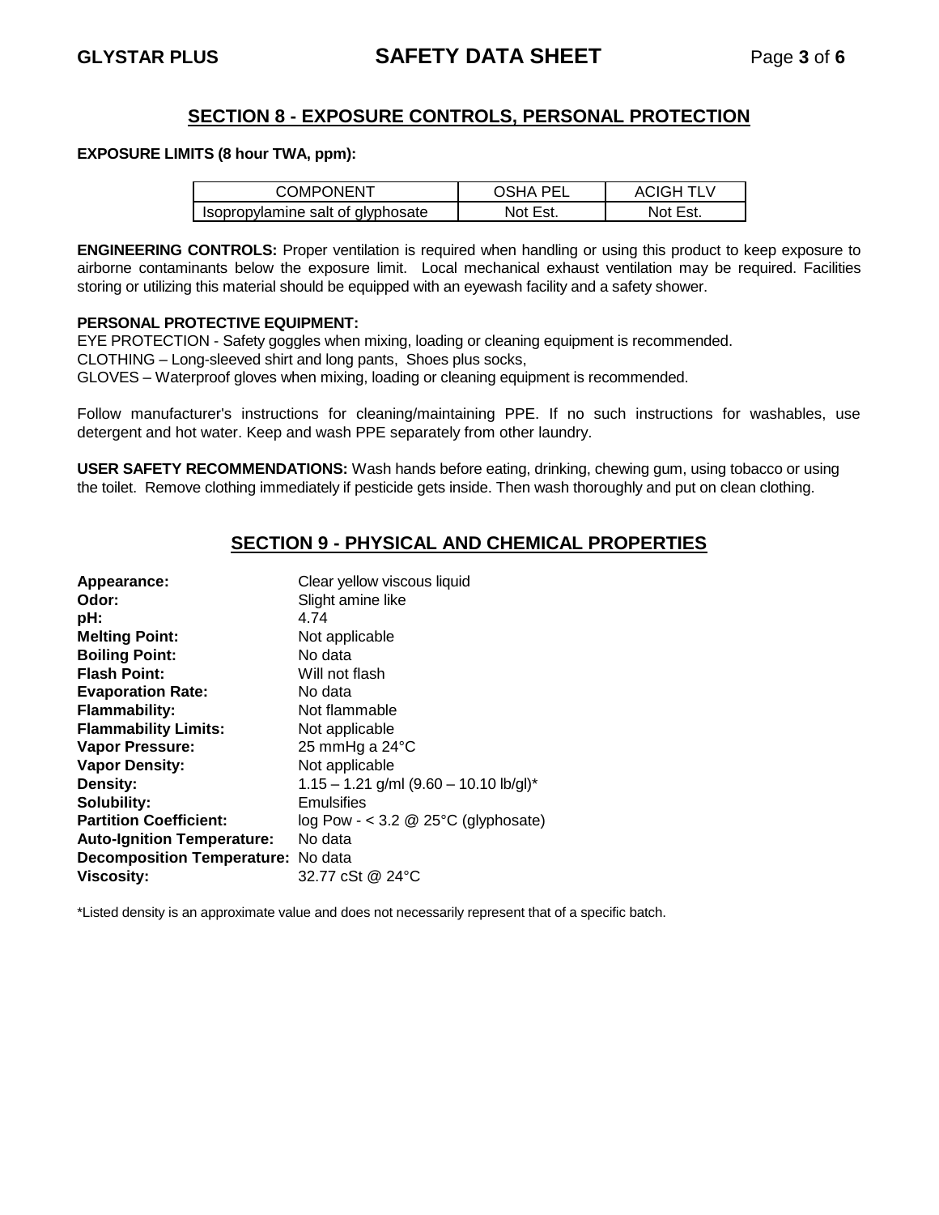## SECTION 8 - EXPOSURE CONTROLS, PERSONAL PROTECTION

**EXPOSURE LIMITS (8 hour TWA, ppm):**

| COMPONENT | OSHA PEL | ACIGH TLV |
|---|---|---|
| Isopropylamine salt of glyphosate | Not Est. | Not Est. |

**ENGINEERING CONTROLS:** Proper ventilation is required when handling or using this product to keep exposure to airborne contaminants below the exposure limit. Local mechanical exhaust ventilation may be required. Facilities storing or utilizing this material should be equipped with an eyewash facility and a safety shower.

**PERSONAL PROTECTIVE EQUIPMENT:**
EYE PROTECTION - Safety goggles when mixing, loading or cleaning equipment is recommended.
CLOTHING – Long-sleeved shirt and long pants, Shoes plus socks,
GLOVES – Waterproof gloves when mixing, loading or cleaning equipment is recommended.

Follow manufacturer's instructions for cleaning/maintaining PPE. If no such instructions for washables, use detergent and hot water. Keep and wash PPE separately from other laundry.

**USER SAFETY RECOMMENDATIONS:** Wash hands before eating, drinking, chewing gum, using tobacco or using the toilet. Remove clothing immediately if pesticide gets inside. Then wash thoroughly and put on clean clothing.

## SECTION 9 - PHYSICAL AND CHEMICAL PROPERTIES

**Appearance:** Clear yellow viscous liquid
**Odor:** Slight amine like
**pH:** 4.74
**Melting Point:** Not applicable
**Boiling Point:** No data
**Flash Point:** Will not flash
**Evaporation Rate:** No data
**Flammability:** Not flammable
**Flammability Limits:** Not applicable
**Vapor Pressure:** 25 mmHg a 24°C
**Vapor Density:** Not applicable
**Density:** 1.15 – 1.21 g/ml (9.60 – 10.10 lb/gl)*
**Solubility:** Emulsifies
**Partition Coefficient:** log Pow - < 3.2 @ 25°C (glyphosate)
**Auto-Ignition Temperature:** No data
**Decomposition Temperature:** No data
**Viscosity:** 32.77 cSt @ 24°C

*Listed density is an approximate value and does not necessarily represent that of a specific batch.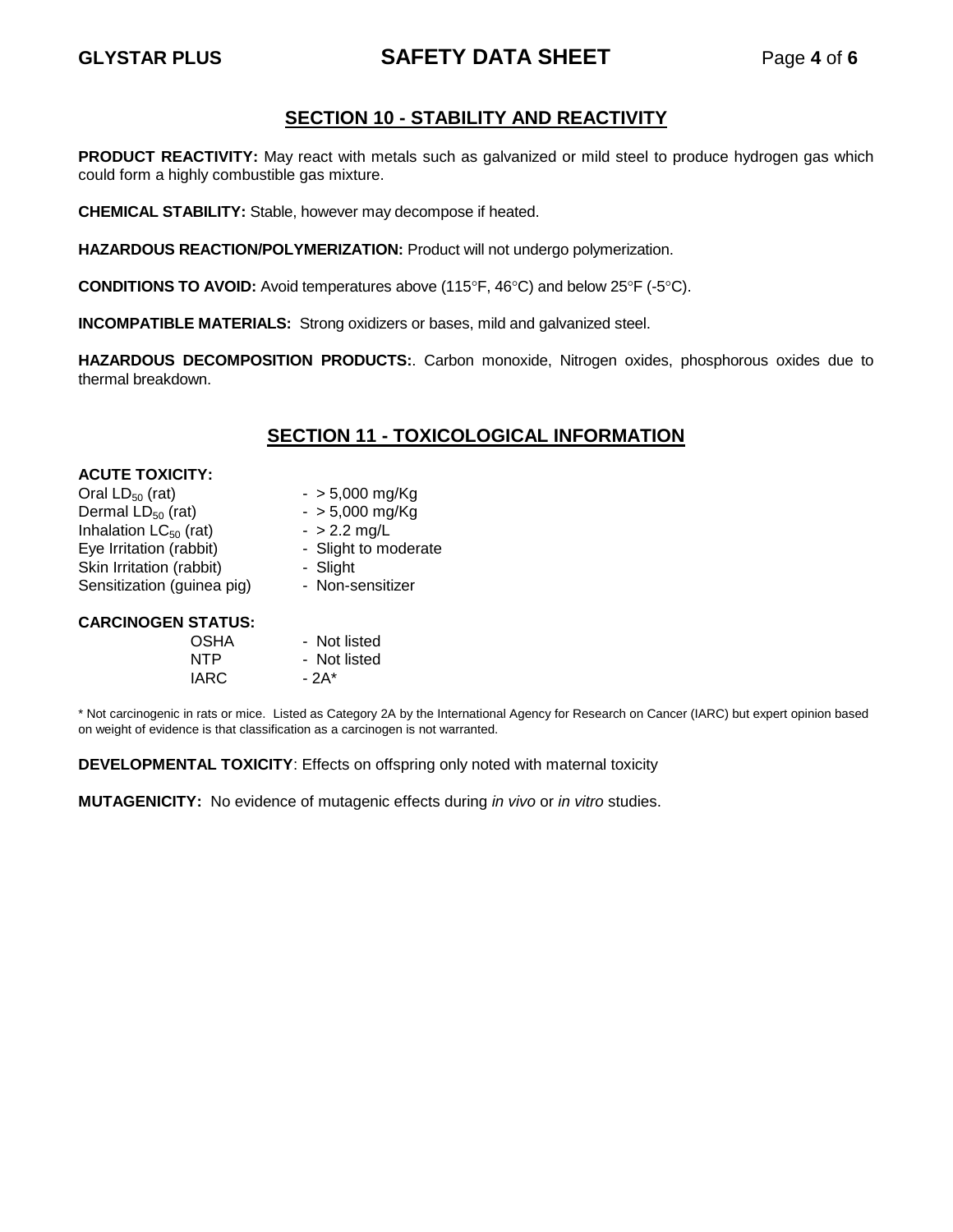## SECTION 10 - STABILITY AND REACTIVITY

**PRODUCT REACTIVITY:** May react with metals such as galvanized or mild steel to produce hydrogen gas which could form a highly combustible gas mixture.

**CHEMICAL STABILITY:** Stable, however may decompose if heated.

**HAZARDOUS REACTION/POLYMERIZATION:** Product will not undergo polymerization.

**CONDITIONS TO AVOID:** Avoid temperatures above (115°F, 46°C) and below 25°F (-5°C).

**INCOMPATIBLE MATERIALS:** Strong oxidizers or bases, mild and galvanized steel.

**HAZARDOUS DECOMPOSITION PRODUCTS:**. Carbon monoxide, Nitrogen oxides, phosphorous oxides due to thermal breakdown.

## SECTION 11 - TOXICOLOGICAL INFORMATION

**ACUTE TOXICITY:**

| | |
|---|---|
| Oral $LD_{50}$ (rat) | - > 5,000 mg/Kg |
| Dermal $LD_{50}$ (rat) | - > 5,000 mg/Kg |
| Inhalation $LC_{50}$ (rat) | - > 2.2 mg/L |
| Eye Irritation (rabbit) | - Slight to moderate |
| Skin Irritation (rabbit) | - Slight |
| Sensitization (guinea pig) | - Non-sensitizer |

**CARCINOGEN STATUS:**

| | |
|---|---|
| OSHA | - Not listed |
| NTP | - Not listed |
| IARC | - 2A* |

\* Not carcinogenic in rats or mice. Listed as Category 2A by the International Agency for Research on Cancer (IARC) but expert opinion based on weight of evidence is that classification as a carcinogen is not warranted.

**DEVELOPMENTAL TOXICITY**: Effects on offspring only noted with maternal toxicity

**MUTAGENICITY:** No evidence of mutagenic effects during *in vivo* or *in vitro* studies.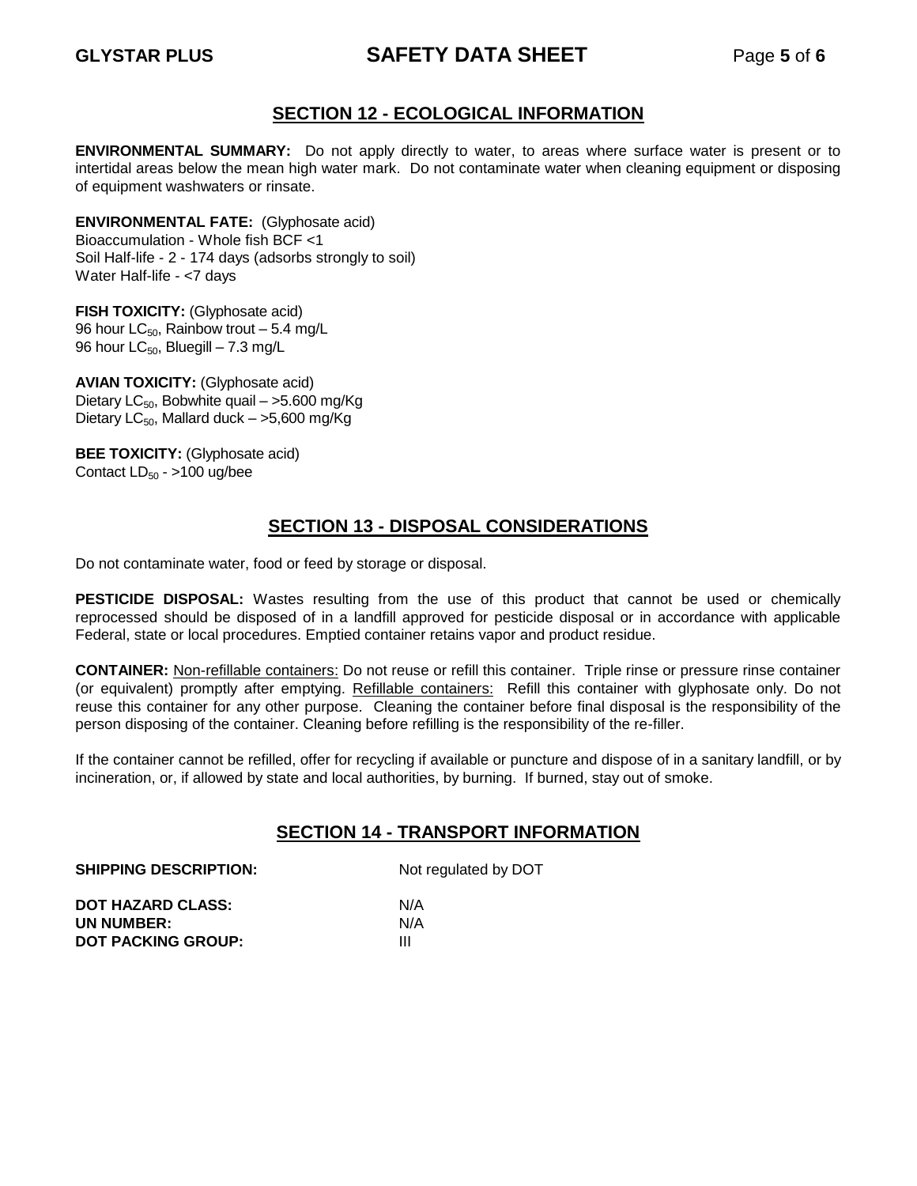## SECTION 12 - ECOLOGICAL INFORMATION

**ENVIRONMENTAL SUMMARY:** Do not apply directly to water, to areas where surface water is present or to intertidal areas below the mean high water mark. Do not contaminate water when cleaning equipment or disposing of equipment washwaters or rinsate.

**ENVIRONMENTAL FATE:** (Glyphosate acid)
Bioaccumulation - Whole fish BCF <1
Soil Half-life - 2 - 174 days (adsorbs strongly to soil)
Water Half-life - <7 days

**FISH TOXICITY:** (Glyphosate acid)
96 hour $LC_{50}$, Rainbow trout – 5.4 mg/L
96 hour $LC_{50}$, Bluegill – 7.3 mg/L

**AVIAN TOXICITY:** (Glyphosate acid)
Dietary $LC_{50}$, Bobwhite quail – >5.600 mg/Kg
Dietary $LC_{50}$, Mallard duck – >5,600 mg/Kg

**BEE TOXICITY:** (Glyphosate acid)
Contact $LD_{50}$ - >100 ug/bee

## SECTION 13 - DISPOSAL CONSIDERATIONS

Do not contaminate water, food or feed by storage or disposal.

**PESTICIDE DISPOSAL:** Wastes resulting from the use of this product that cannot be used or chemically reprocessed should be disposed of in a landfill approved for pesticide disposal or in accordance with applicable Federal, state or local procedures. Emptied container retains vapor and product residue.

**CONTAINER:** Non-refillable containers: Do not reuse or refill this container. Triple rinse or pressure rinse container (or equivalent) promptly after emptying. Refillable containers: Refill this container with glyphosate only. Do not reuse this container for any other purpose. Cleaning the container before final disposal is the responsibility of the person disposing of the container. Cleaning before refilling is the responsibility of the re-filler.

If the container cannot be refilled, offer for recycling if available or puncture and dispose of in a sanitary landfill, or by incineration, or, if allowed by state and local authorities, by burning. If burned, stay out of smoke.

## SECTION 14 - TRANSPORT INFORMATION

| | |
|---|---|
| **SHIPPING DESCRIPTION:** | Not regulated by DOT |
| **DOT HAZARD CLASS:** | N/A |
| **UN NUMBER:** | N/A |
| **DOT PACKING GROUP:** | III |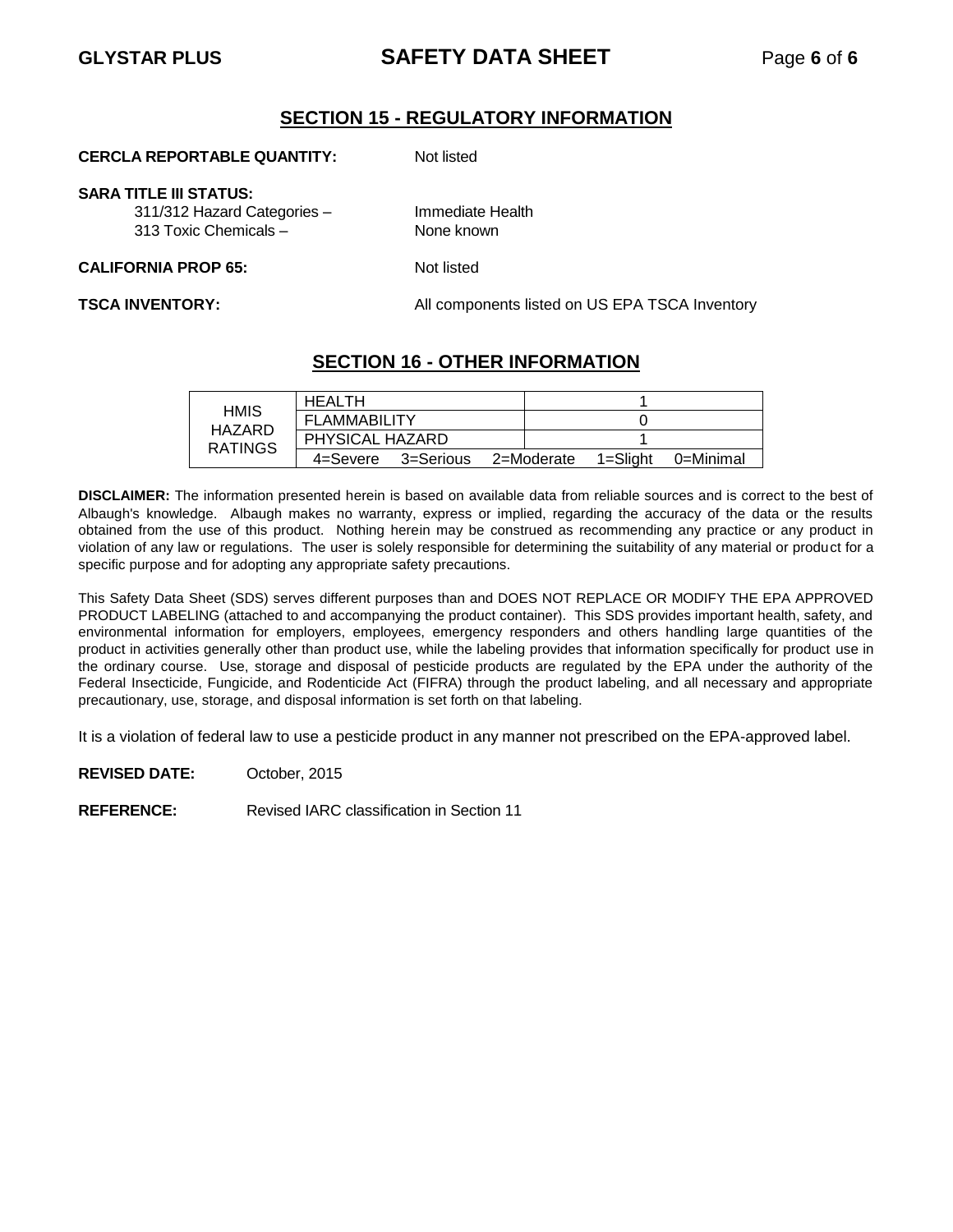## SECTION 15 - REGULATORY INFORMATION

**CERCLA REPORTABLE QUANTITY:** Not listed

**SARA TITLE III STATUS:**
311/312 Hazard Categories – Immediate Health
313 Toxic Chemicals – None known

**CALIFORNIA PROP 65:** Not listed

**TSCA INVENTORY:** All components listed on US EPA TSCA Inventory

## SECTION 16 - OTHER INFORMATION

| | | |
|---|---|---|
| HMIS HAZARD RATINGS | HEALTH | 1 |
| | FLAMMABILITY | 0 |
| | PHYSICAL HAZARD | 1 |
| | 4=Severe 3=Serious 2=Moderate 1=Slight 0=Minimal | |

**DISCLAIMER:** The information presented herein is based on available data from reliable sources and is correct to the best of Albaugh's knowledge. Albaugh makes no warranty, express or implied, regarding the accuracy of the data or the results obtained from the use of this product. Nothing herein may be construed as recommending any practice or any product in violation of any law or regulations. The user is solely responsible for determining the suitability of any material or product for a specific purpose and for adopting any appropriate safety precautions.

This Safety Data Sheet (SDS) serves different purposes than and DOES NOT REPLACE OR MODIFY THE EPA APPROVED PRODUCT LABELING (attached to and accompanying the product container). This SDS provides important health, safety, and environmental information for employers, employees, emergency responders and others handling large quantities of the product in activities generally other than product use, while the labeling provides that information specifically for product use in the ordinary course. Use, storage and disposal of pesticide products are regulated by the EPA under the authority of the Federal Insecticide, Fungicide, and Rodenticide Act (FIFRA) through the product labeling, and all necessary and appropriate precautionary, use, storage, and disposal information is set forth on that labeling.

It is a violation of federal law to use a pesticide product in any manner not prescribed on the EPA-approved label.

**REVISED DATE:** October, 2015

**REFERENCE:** Revised IARC classification in Section 11